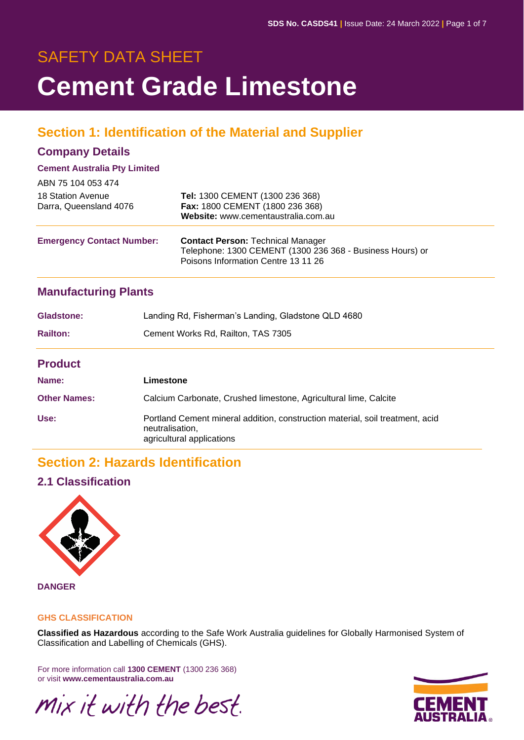SAFETY DATA SHEET

# Cement Grade Limestone

## Section 1: Identification of the Material and Supplier

### Company Details

**Cement Australia Pty Limited**

ABN 75 104 053 474

18 Station Avenue
Darra, Queensland 4076

**Tel:** 1300 CEMENT (1300 236 368)
**Fax:** 1800 CEMENT (1800 236 368)
**Website:** www.cementaustralia.com.au

**Emergency Contact Number:**

**Contact Person:** Technical Manager
Telephone: 1300 CEMENT (1300 236 368 - Business Hours) or
Poisons Information Centre 13 11 26

### Manufacturing Plants

| | |
|---|---|
| **Gladstone:** | Landing Rd, Fisherman's Landing, Gladstone QLD 4680 |
| **Railton:** | Cement Works Rd, Railton, TAS 7305 |

### Product

| | |
|---|---|
| **Name:** | **Limestone** |
| **Other Names:** | Calcium Carbonate, Crushed limestone, Agricultural lime, Calcite |
| **Use:** | Portland Cement mineral addition, construction material, soil treatment, acid neutralisation, agricultural applications |

## Section 2: Hazards Identification

### 2.1 Classification

**DANGER**

**GHS CLASSIFICATION**

**Classified as Hazardous** according to the Safe Work Australia guidelines for Globally Harmonised System of Classification and Labelling of Chemicals (GHS).

For more information call **1300 CEMENT** (1300 236 368)
or visit **www.cementaustralia.com.au**

mix it with the best.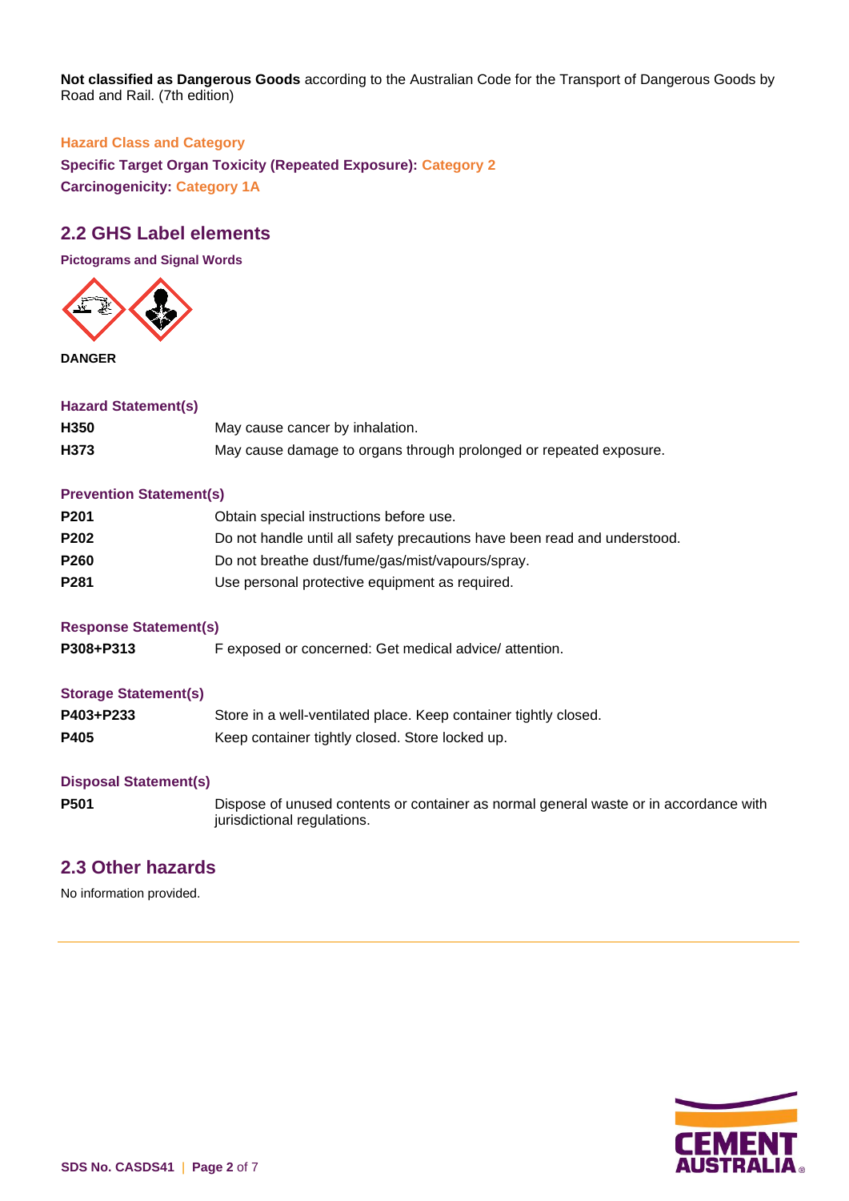**Not classified as Dangerous Goods** according to the Australian Code for the Transport of Dangerous Goods by Road and Rail. (7th edition)

**Hazard Class and Category**

**Specific Target Organ Toxicity (Repeated Exposure): Category 2**

**Carcinogenicity: Category 1A**

## 2.2 GHS Label elements

**Pictograms and Signal Words**

**DANGER**

**Hazard Statement(s)**

| | |
|---|---|
| **H350** | May cause cancer by inhalation. |
| **H373** | May cause damage to organs through prolonged or repeated exposure. |

**Prevention Statement(s)**

| | |
|---|---|
| **P201** | Obtain special instructions before use. |
| **P202** | Do not handle until all safety precautions have been read and understood. |
| **P260** | Do not breathe dust/fume/gas/mist/vapours/spray. |
| **P281** | Use personal protective equipment as required. |

**Response Statement(s)**

| | |
|---|---|
| **P308+P313** | F exposed or concerned: Get medical advice/ attention. |

**Storage Statement(s)**

| | |
|---|---|
| **P403+P233** | Store in a well-ventilated place. Keep container tightly closed. |
| **P405** | Keep container tightly closed. Store locked up. |

**Disposal Statement(s)**

| | |
|---|---|
| **P501** | Dispose of unused contents or container as normal general waste or in accordance with jurisdictional regulations. |

## 2.3 Other hazards

No information provided.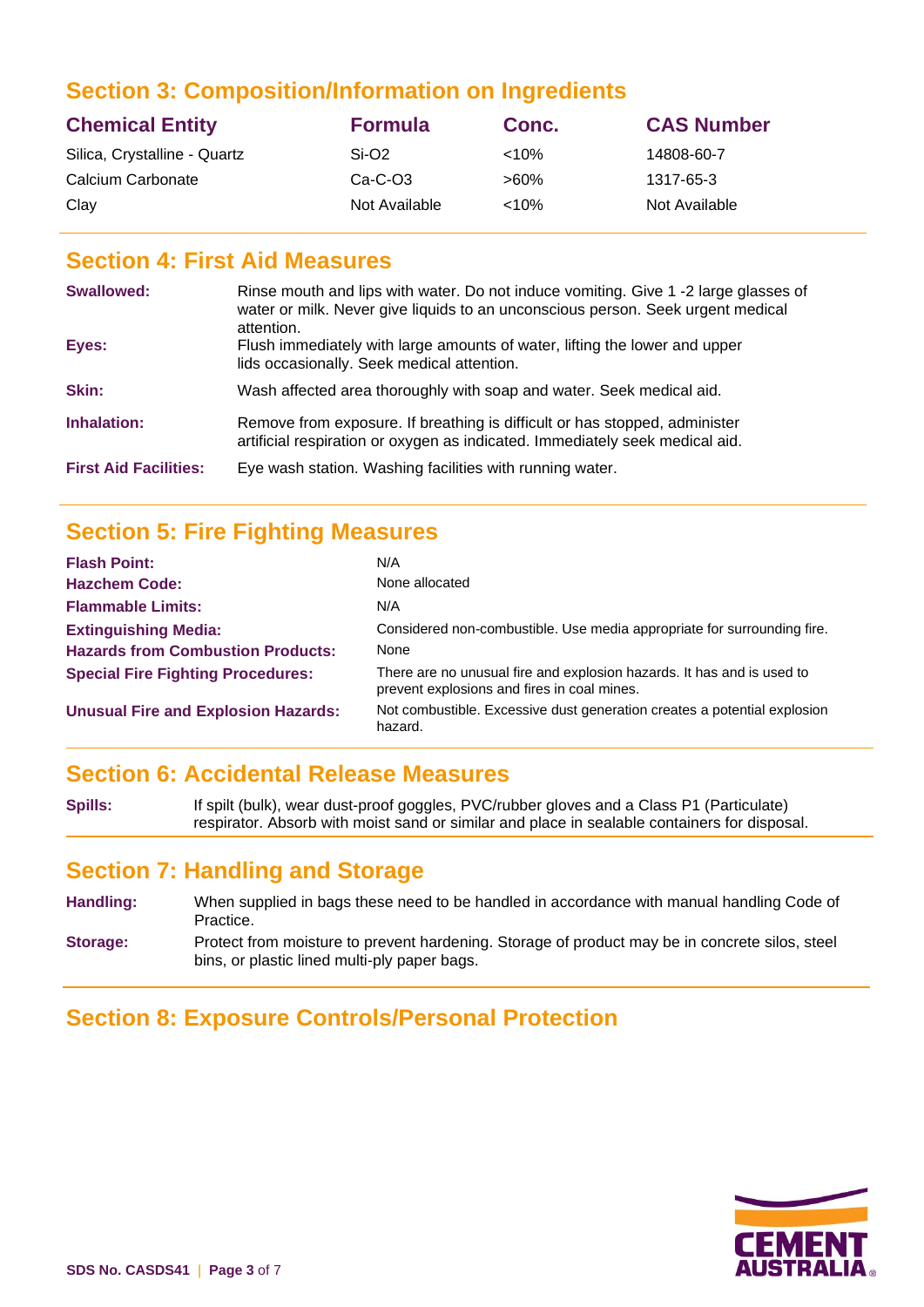## Section 3: Composition/Information on Ingredients

| Chemical Entity | Formula | Conc. | CAS Number |
|---|---|---|---|
| Silica, Crystalline - Quartz | Si-O2 | <10% | 14808-60-7 |
| Calcium Carbonate | Ca-C-O3 | >60% | 1317-65-3 |
| Clay | Not Available | <10% | Not Available |

## Section 4: First Aid Measures

| | |
|---|---|
| **Swallowed:** | Rinse mouth and lips with water. Do not induce vomiting. Give 1 -2 large glasses of water or milk. Never give liquids to an unconscious person. Seek urgent medical attention. |
| **Eyes:** | Flush immediately with large amounts of water, lifting the lower and upper lids occasionally. Seek medical attention. |
| **Skin:** | Wash affected area thoroughly with soap and water. Seek medical aid. |
| **Inhalation:** | Remove from exposure. If breathing is difficult or has stopped, administer artificial respiration or oxygen as indicated. Immediately seek medical aid. |
| **First Aid Facilities:** | Eye wash station. Washing facilities with running water. |

## Section 5: Fire Fighting Measures

| | |
|---|---|
| **Flash Point:** | N/A |
| **Hazchem Code:** | None allocated |
| **Flammable Limits:** | N/A |
| **Extinguishing Media:** | Considered non-combustible. Use media appropriate for surrounding fire. |
| **Hazards from Combustion Products:** | None |
| **Special Fire Fighting Procedures:** | There are no unusual fire and explosion hazards. It has and is used to prevent explosions and fires in coal mines. |
| **Unusual Fire and Explosion Hazards:** | Not combustible. Excessive dust generation creates a potential explosion hazard. |

## Section 6: Accidental Release Measures

| | |
|---|---|
| **Spills:** | If spilt (bulk), wear dust-proof goggles, PVC/rubber gloves and a Class P1 (Particulate) respirator. Absorb with moist sand or similar and place in sealable containers for disposal. |

## Section 7: Handling and Storage

| | |
|---|---|
| **Handling:** | When supplied in bags these need to be handled in accordance with manual handling Code of Practice. |
| **Storage:** | Protect from moisture to prevent hardening. Storage of product may be in concrete silos, steel bins, or plastic lined multi-ply paper bags. |

## Section 8: Exposure Controls/Personal Protection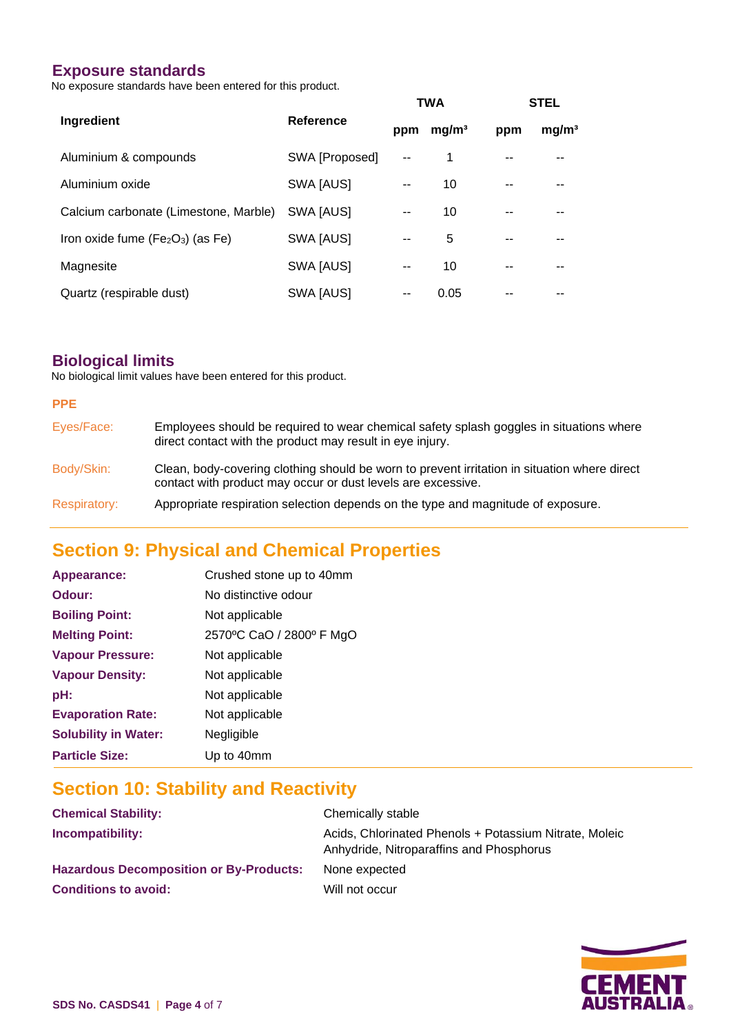## Exposure standards

No exposure standards have been entered for this product.

| Ingredient | Reference | TWA | | STEL | |
|---|---|---|---|---|---|
| | | ppm | mg/m³ | ppm | mg/m³ |
| Aluminium & compounds | SWA [Proposed] | -- | 1 | -- | -- |
| Aluminium oxide | SWA [AUS] | -- | 10 | -- | -- |
| Calcium carbonate (Limestone, Marble) | SWA [AUS] | -- | 10 | -- | -- |
| Iron oxide fume ($Fe_2O_3$) (as Fe) | SWA [AUS] | -- | 5 | -- | -- |
| Magnesite | SWA [AUS] | -- | 10 | -- | -- |
| Quartz (respirable dust) | SWA [AUS] | -- | 0.05 | -- | -- |

## Biological limits

No biological limit values have been entered for this product.

### PPE

**Eyes/Face:** Employees should be required to wear chemical safety splash goggles in situations where direct contact with the product may result in eye injury.

**Body/Skin:** Clean, body-covering clothing should be worn to prevent irritation in situation where direct contact with product may occur or dust levels are excessive.

**Respiratory:** Appropriate respiration selection depends on the type and magnitude of exposure.

## Section 9: Physical and Chemical Properties

| | |
|---|---|
| **Appearance:** | Crushed stone up to 40mm |
| **Odour:** | No distinctive odour |
| **Boiling Point:** | Not applicable |
| **Melting Point:** | 2570ºC CaO / 2800º F MgO |
| **Vapour Pressure:** | Not applicable |
| **Vapour Density:** | Not applicable |
| **pH:** | Not applicable |
| **Evaporation Rate:** | Not applicable |
| **Solubility in Water:** | Negligible |
| **Particle Size:** | Up to 40mm |

## Section 10: Stability and Reactivity

| | |
|---|---|
| **Chemical Stability:** | Chemically stable |
| **Incompatibility:** | Acids, Chlorinated Phenols + Potassium Nitrate, Moleic Anhydride, Nitroparaffins and Phosphorus |
| **Hazardous Decomposition or By-Products:** | None expected |
| **Conditions to avoid:** | Will not occur |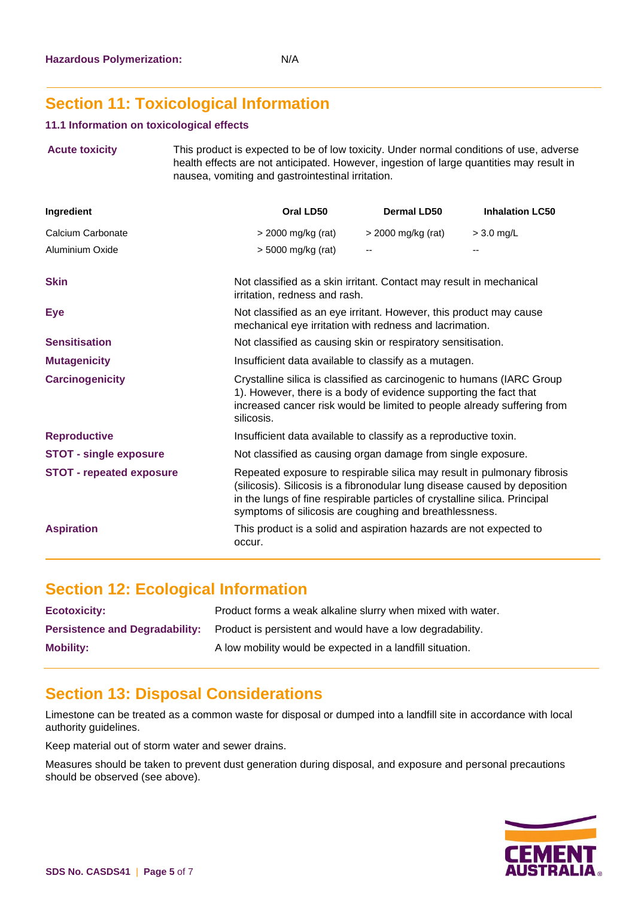**Hazardous Polymerization:** N/A

## Section 11: Toxicological Information

### 11.1 Information on toxicological effects

**Acute toxicity**

This product is expected to be of low toxicity. Under normal conditions of use, adverse health effects are not anticipated. However, ingestion of large quantities may result in nausea, vomiting and gastrointestinal irritation.

| Ingredient | Oral LD50 | Dermal LD50 | Inhalation LC50 |
|---|---|---|---|
| Calcium Carbonate | > 2000 mg/kg (rat) | > 2000 mg/kg (rat) | > 3.0 mg/L |
| Aluminium Oxide | > 5000 mg/kg (rat) | -- | -- |

**Skin**

Not classified as a skin irritant. Contact may result in mechanical irritation, redness and rash.

**Eye**

Not classified as an eye irritant. However, this product may cause mechanical eye irritation with redness and lacrimation.

**Sensitisation**

Not classified as causing skin or respiratory sensitisation.

**Mutagenicity**

Insufficient data available to classify as a mutagen.

**Carcinogenicity**

Crystalline silica is classified as carcinogenic to humans (IARC Group 1). However, there is a body of evidence supporting the fact that increased cancer risk would be limited to people already suffering from silicosis.

**Reproductive**

Insufficient data available to classify as a reproductive toxin.

**STOT - single exposure**

Not classified as causing organ damage from single exposure.

**STOT - repeated exposure**

Repeated exposure to respirable silica may result in pulmonary fibrosis (silicosis). Silicosis is a fibronodular lung disease caused by deposition in the lungs of fine respirable particles of crystalline silica. Principal symptoms of silicosis are coughing and breathlessness.

**Aspiration**

This product is a solid and aspiration hazards are not expected to occur.

## Section 12: Ecological Information

**Ecotoxicity:** Product forms a weak alkaline slurry when mixed with water.

**Persistence and Degradability:** Product is persistent and would have a low degradability.

**Mobility:** A low mobility would be expected in a landfill situation.

## Section 13: Disposal Considerations

Limestone can be treated as a common waste for disposal or dumped into a landfill site in accordance with local authority guidelines.

Keep material out of storm water and sewer drains.

Measures should be taken to prevent dust generation during disposal, and exposure and personal precautions should be observed (see above).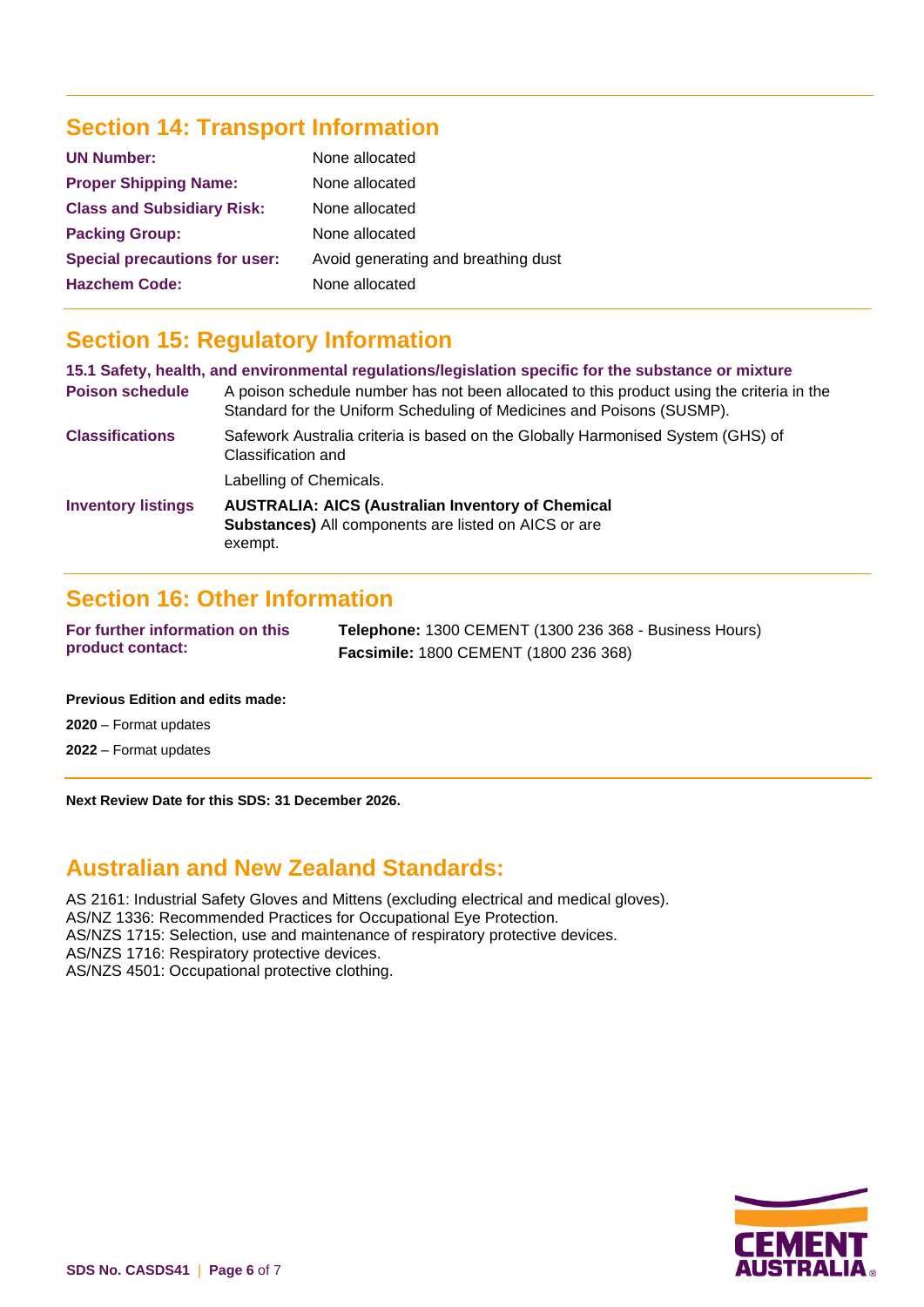## Section 14: Transport Information

| | |
|---|---|
| **UN Number:** | None allocated |
| **Proper Shipping Name:** | None allocated |
| **Class and Subsidiary Risk:** | None allocated |
| **Packing Group:** | None allocated |
| **Special precautions for user:** | Avoid generating and breathing dust |
| **Hazchem Code:** | None allocated |

## Section 15: Regulatory Information

**15.1 Safety, health, and environmental regulations/legislation specific for the substance or mixture**

| | |
|---|---|
| **Poison schedule** | A poison schedule number has not been allocated to this product using the criteria in the Standard for the Uniform Scheduling of Medicines and Poisons (SUSMP). |
| **Classifications** | Safework Australia criteria is based on the Globally Harmonised System (GHS) of Classification and Labelling of Chemicals. |
| **Inventory listings** | **AUSTRALIA: AICS (Australian Inventory of Chemical Substances)** All components are listed on AICS or are exempt. |

## Section 16: Other Information

| | |
|---|---|
| **For further information on this product contact:** | **Telephone:** 1300 CEMENT (1300 236 368 - Business Hours)<br>**Facsimile:** 1800 CEMENT (1800 236 368) |

**Previous Edition and edits made:**

**2020** – Format updates

**2022** – Format updates

**Next Review Date for this SDS: 31 December 2026.**

## Australian and New Zealand Standards:

AS 2161: Industrial Safety Gloves and Mittens (excluding electrical and medical gloves).
AS/NZ 1336: Recommended Practices for Occupational Eye Protection.
AS/NZS 1715: Selection, use and maintenance of respiratory protective devices.
AS/NZS 1716: Respiratory protective devices.
AS/NZS 4501: Occupational protective clothing.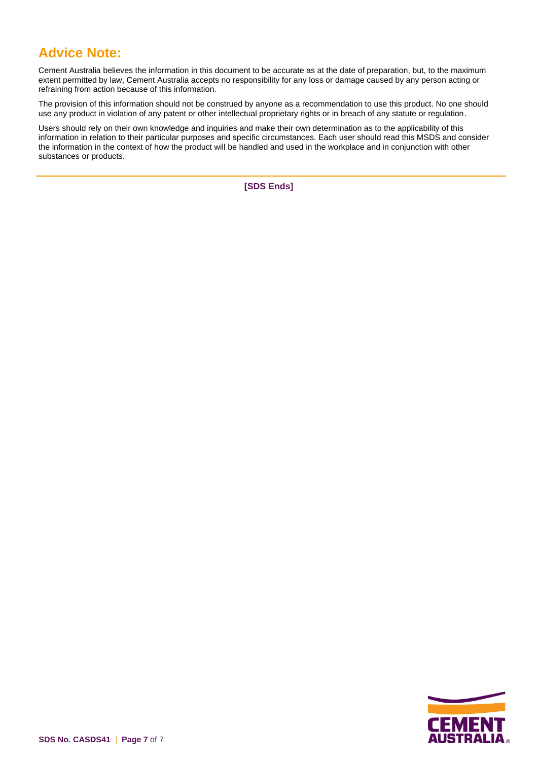## Advice Note:

Cement Australia believes the information in this document to be accurate as at the date of preparation, but, to the maximum extent permitted by law, Cement Australia accepts no responsibility for any loss or damage caused by any person acting or refraining from action because of this information.

The provision of this information should not be construed by anyone as a recommendation to use this product. No one should use any product in violation of any patent or other intellectual proprietary rights or in breach of any statute or regulation.

Users should rely on their own knowledge and inquiries and make their own determination as to the applicability of this information in relation to their particular purposes and specific circumstances. Each user should read this MSDS and consider the information in the context of how the product will be handled and used in the workplace and in conjunction with other substances or products.

---

**[SDS Ends]**